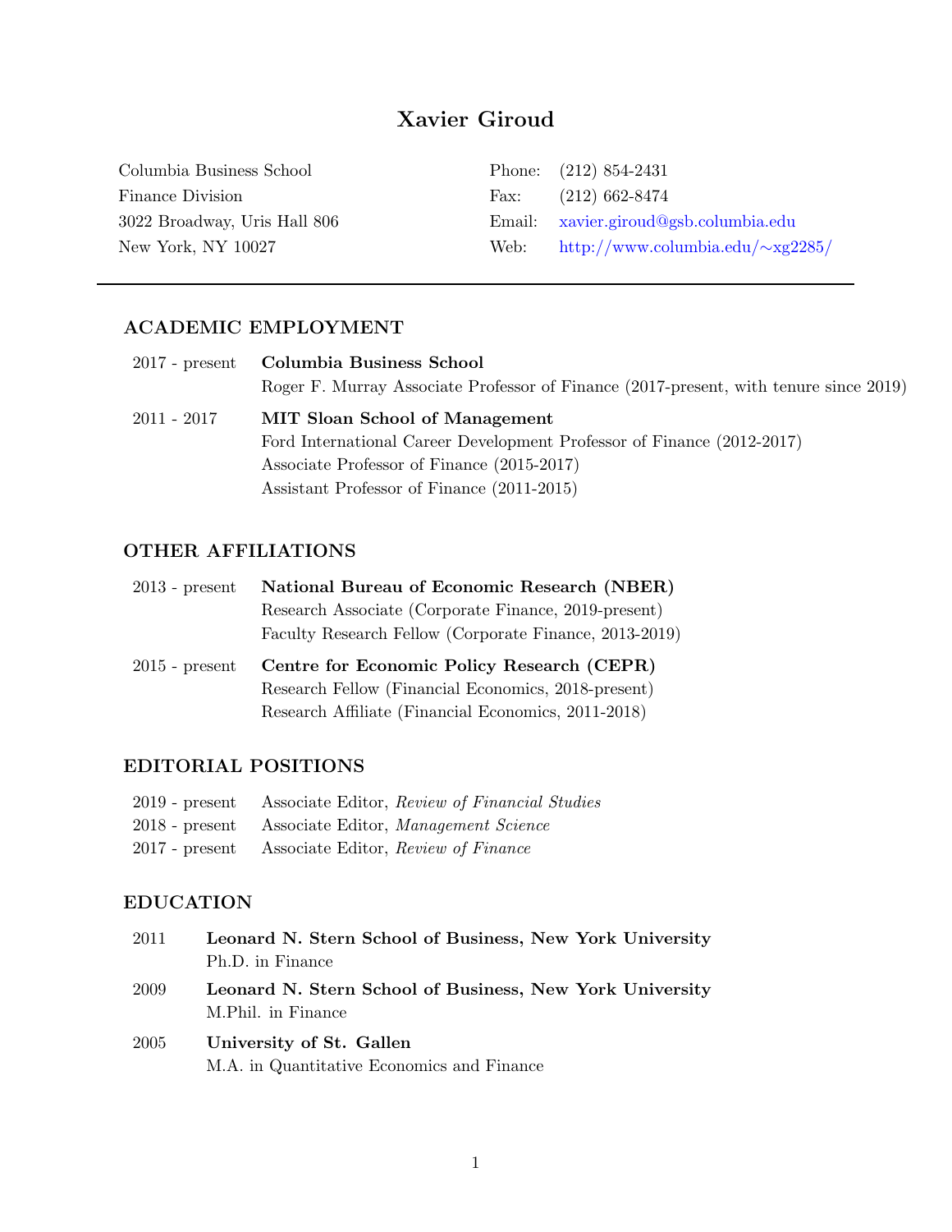# Xavier Giroud

Columbia Business School
Finance Division
3022 Broadway, Uris Hall 806
New York, NY 10027

Phone: (212) 854-2431
Fax: (212) 662-8474
Email: xavier.giroud@gsb.columbia.edu
Web: http://www.columbia.edu/~xg2285/

---

## ACADEMIC EMPLOYMENT

2017 - present **Columbia Business School**
Roger F. Murray Associate Professor of Finance (2017-present, with tenure since 2019)

2011 - 2017 **MIT Sloan School of Management**
Ford International Career Development Professor of Finance (2012-2017)
Associate Professor of Finance (2015-2017)
Assistant Professor of Finance (2011-2015)

## OTHER AFFILIATIONS

2013 - present **National Bureau of Economic Research (NBER)**
Research Associate (Corporate Finance, 2019-present)
Faculty Research Fellow (Corporate Finance, 2013-2019)

2015 - present **Centre for Economic Policy Research (CEPR)**
Research Fellow (Financial Economics, 2018-present)
Research Affiliate (Financial Economics, 2011-2018)

## EDITORIAL POSITIONS

2019 - present Associate Editor, *Review of Financial Studies*
2018 - present Associate Editor, *Management Science*
2017 - present Associate Editor, *Review of Finance*

## EDUCATION

2011 **Leonard N. Stern School of Business, New York University**
Ph.D. in Finance

2009 **Leonard N. Stern School of Business, New York University**
M.Phil. in Finance

2005 **University of St. Gallen**
M.A. in Quantitative Economics and Finance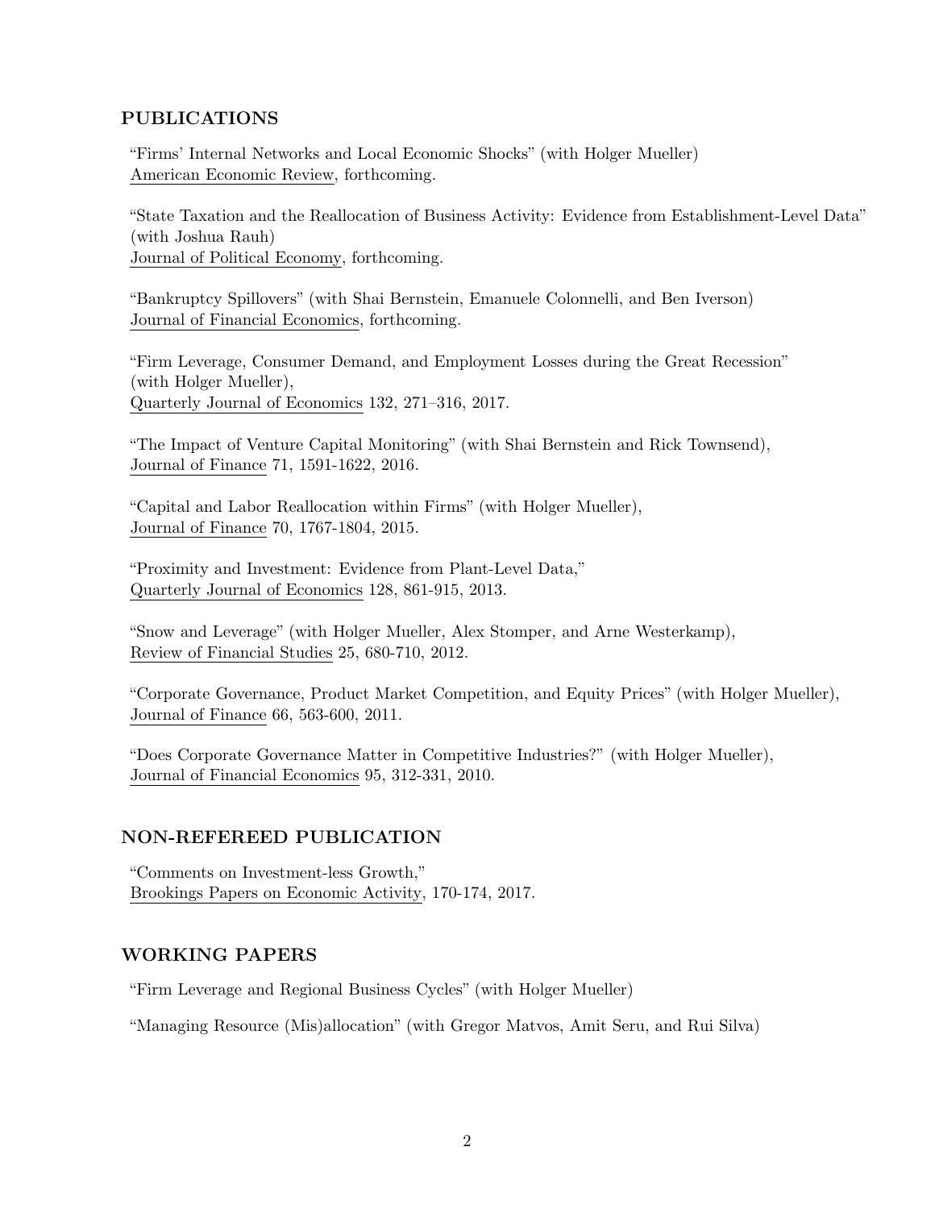## PUBLICATIONS

"Firms' Internal Networks and Local Economic Shocks" (with Holger Mueller)
American Economic Review, forthcoming.

"State Taxation and the Reallocation of Business Activity: Evidence from Establishment-Level Data" (with Joshua Rauh)
Journal of Political Economy, forthcoming.

"Bankruptcy Spillovers" (with Shai Bernstein, Emanuele Colonnelli, and Ben Iverson)
Journal of Financial Economics, forthcoming.

"Firm Leverage, Consumer Demand, and Employment Losses during the Great Recession" (with Holger Mueller),
Quarterly Journal of Economics 132, 271–316, 2017.

"The Impact of Venture Capital Monitoring" (with Shai Bernstein and Rick Townsend),
Journal of Finance 71, 1591-1622, 2016.

"Capital and Labor Reallocation within Firms" (with Holger Mueller),
Journal of Finance 70, 1767-1804, 2015.

"Proximity and Investment: Evidence from Plant-Level Data,"
Quarterly Journal of Economics 128, 861-915, 2013.

"Snow and Leverage" (with Holger Mueller, Alex Stomper, and Arne Westerkamp),
Review of Financial Studies 25, 680-710, 2012.

"Corporate Governance, Product Market Competition, and Equity Prices" (with Holger Mueller),
Journal of Finance 66, 563-600, 2011.

"Does Corporate Governance Matter in Competitive Industries?" (with Holger Mueller),
Journal of Financial Economics 95, 312-331, 2010.

## NON-REFEREED PUBLICATION

"Comments on Investment-less Growth,"
Brookings Papers on Economic Activity, 170-174, 2017.

## WORKING PAPERS

"Firm Leverage and Regional Business Cycles" (with Holger Mueller)

"Managing Resource (Mis)allocation" (with Gregor Matvos, Amit Seru, and Rui Silva)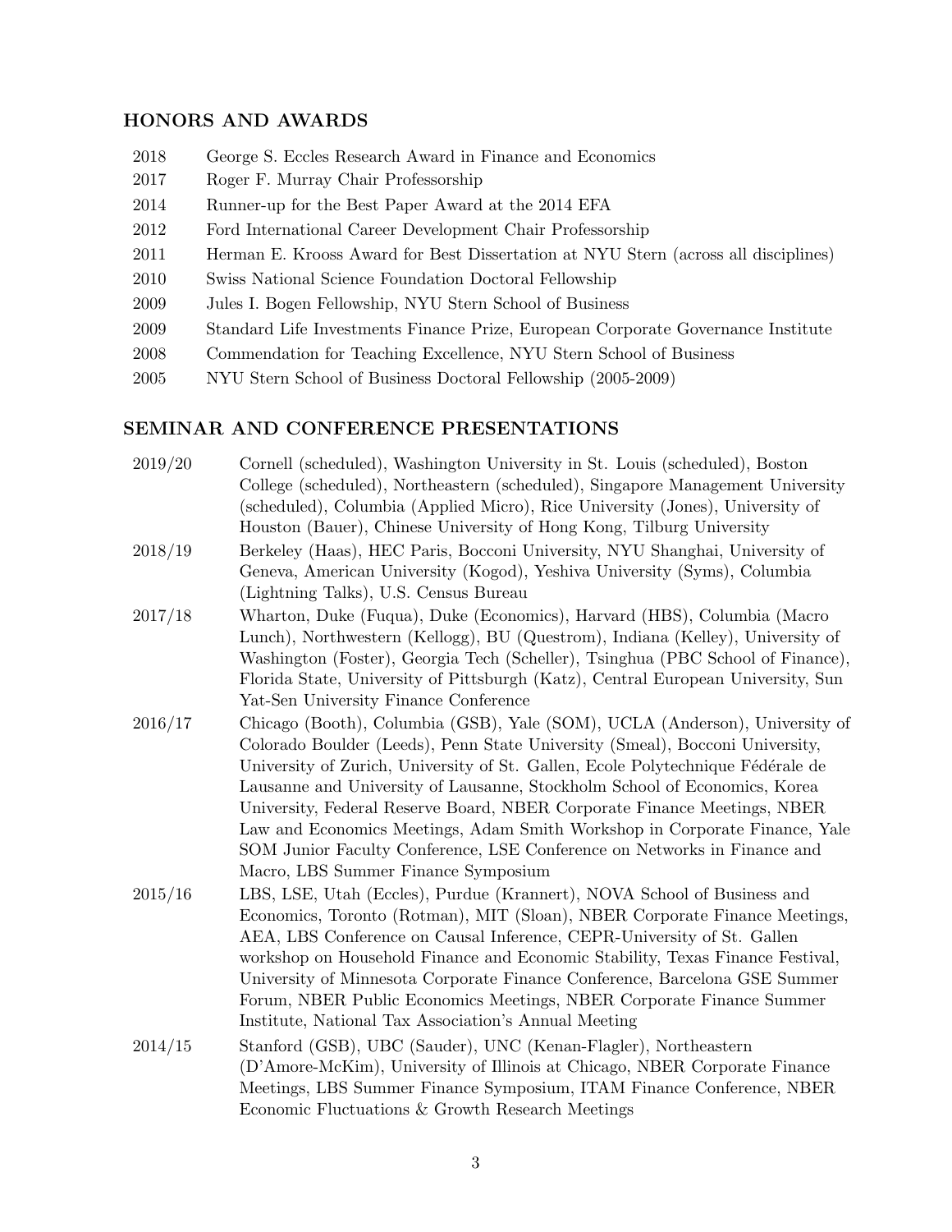## HONORS AND AWARDS

| | |
|---|---|
| 2018 | George S. Eccles Research Award in Finance and Economics |
| 2017 | Roger F. Murray Chair Professorship |
| 2014 | Runner-up for the Best Paper Award at the 2014 EFA |
| 2012 | Ford International Career Development Chair Professorship |
| 2011 | Herman E. Krooss Award for Best Dissertation at NYU Stern (across all disciplines) |
| 2010 | Swiss National Science Foundation Doctoral Fellowship |
| 2009 | Jules I. Bogen Fellowship, NYU Stern School of Business |
| 2009 | Standard Life Investments Finance Prize, European Corporate Governance Institute |
| 2008 | Commendation for Teaching Excellence, NYU Stern School of Business |
| 2005 | NYU Stern School of Business Doctoral Fellowship (2005-2009) |

## SEMINAR AND CONFERENCE PRESENTATIONS

| | |
|---|---|
| 2019/20 | Cornell (scheduled), Washington University in St. Louis (scheduled), Boston College (scheduled), Northeastern (scheduled), Singapore Management University (scheduled), Columbia (Applied Micro), Rice University (Jones), University of Houston (Bauer), Chinese University of Hong Kong, Tilburg University |
| 2018/19 | Berkeley (Haas), HEC Paris, Bocconi University, NYU Shanghai, University of Geneva, American University (Kogod), Yeshiva University (Syms), Columbia (Lightning Talks), U.S. Census Bureau |
| 2017/18 | Wharton, Duke (Fuqua), Duke (Economics), Harvard (HBS), Columbia (Macro Lunch), Northwestern (Kellogg), BU (Questrom), Indiana (Kelley), University of Washington (Foster), Georgia Tech (Scheller), Tsinghua (PBC School of Finance), Florida State, University of Pittsburgh (Katz), Central European University, Sun Yat-Sen University Finance Conference |
| 2016/17 | Chicago (Booth), Columbia (GSB), Yale (SOM), UCLA (Anderson), University of Colorado Boulder (Leeds), Penn State University (Smeal), Bocconi University, University of Zurich, University of St. Gallen, Ecole Polytechnique Fédérale de Lausanne and University of Lausanne, Stockholm School of Economics, Korea University, Federal Reserve Board, NBER Corporate Finance Meetings, NBER Law and Economics Meetings, Adam Smith Workshop in Corporate Finance, Yale SOM Junior Faculty Conference, LSE Conference on Networks in Finance and Macro, LBS Summer Finance Symposium |
| 2015/16 | LBS, LSE, Utah (Eccles), Purdue (Krannert), NOVA School of Business and Economics, Toronto (Rotman), MIT (Sloan), NBER Corporate Finance Meetings, AEA, LBS Conference on Causal Inference, CEPR-University of St. Gallen workshop on Household Finance and Economic Stability, Texas Finance Festival, University of Minnesota Corporate Finance Conference, Barcelona GSE Summer Forum, NBER Public Economics Meetings, NBER Corporate Finance Summer Institute, National Tax Association's Annual Meeting |
| 2014/15 | Stanford (GSB), UBC (Sauder), UNC (Kenan-Flagler), Northeastern (D'Amore-McKim), University of Illinois at Chicago, NBER Corporate Finance Meetings, LBS Summer Finance Symposium, ITAM Finance Conference, NBER Economic Fluctuations & Growth Research Meetings |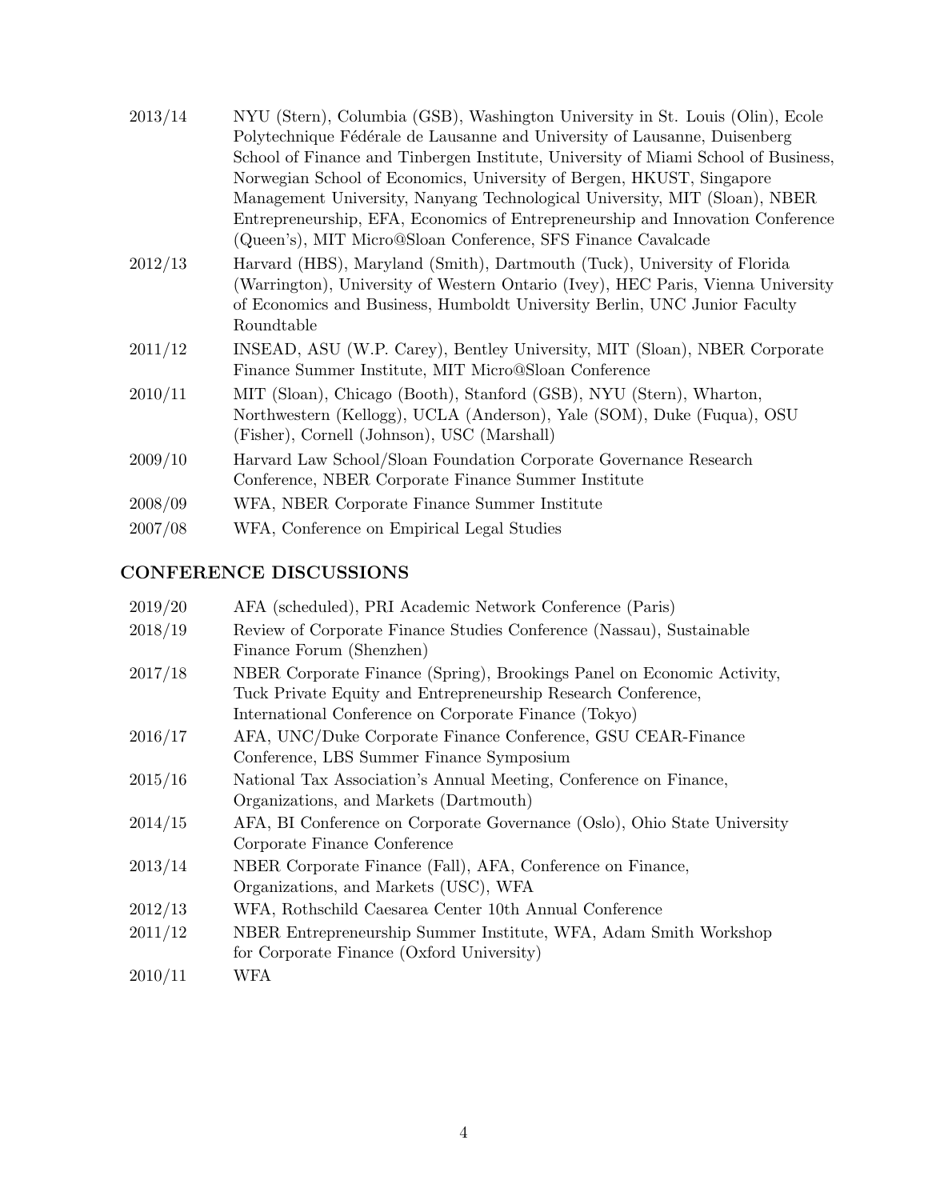| | |
|---|---|
| 2013/14 | NYU (Stern), Columbia (GSB), Washington University in St. Louis (Olin), Ecole Polytechnique Fédérale de Lausanne and University of Lausanne, Duisenberg School of Finance and Tinbergen Institute, University of Miami School of Business, Norwegian School of Economics, University of Bergen, HKUST, Singapore Management University, Nanyang Technological University, MIT (Sloan), NBER Entrepreneurship, EFA, Economics of Entrepreneurship and Innovation Conference (Queen's), MIT Micro@Sloan Conference, SFS Finance Cavalcade |
| 2012/13 | Harvard (HBS), Maryland (Smith), Dartmouth (Tuck), University of Florida (Warrington), University of Western Ontario (Ivey), HEC Paris, Vienna University of Economics and Business, Humboldt University Berlin, UNC Junior Faculty Roundtable |
| 2011/12 | INSEAD, ASU (W.P. Carey), Bentley University, MIT (Sloan), NBER Corporate Finance Summer Institute, MIT Micro@Sloan Conference |
| 2010/11 | MIT (Sloan), Chicago (Booth), Stanford (GSB), NYU (Stern), Wharton, Northwestern (Kellogg), UCLA (Anderson), Yale (SOM), Duke (Fuqua), OSU (Fisher), Cornell (Johnson), USC (Marshall) |
| 2009/10 | Harvard Law School/Sloan Foundation Corporate Governance Research Conference, NBER Corporate Finance Summer Institute |
| 2008/09 | WFA, NBER Corporate Finance Summer Institute |
| 2007/08 | WFA, Conference on Empirical Legal Studies |

## CONFERENCE DISCUSSIONS

| | |
|---|---|
| 2019/20 | AFA (scheduled), PRI Academic Network Conference (Paris) |
| 2018/19 | Review of Corporate Finance Studies Conference (Nassau), Sustainable Finance Forum (Shenzhen) |
| 2017/18 | NBER Corporate Finance (Spring), Brookings Panel on Economic Activity, Tuck Private Equity and Entrepreneurship Research Conference, International Conference on Corporate Finance (Tokyo) |
| 2016/17 | AFA, UNC/Duke Corporate Finance Conference, GSU CEAR-Finance Conference, LBS Summer Finance Symposium |
| 2015/16 | National Tax Association's Annual Meeting, Conference on Finance, Organizations, and Markets (Dartmouth) |
| 2014/15 | AFA, BI Conference on Corporate Governance (Oslo), Ohio State University Corporate Finance Conference |
| 2013/14 | NBER Corporate Finance (Fall), AFA, Conference on Finance, Organizations, and Markets (USC), WFA |
| 2012/13 | WFA, Rothschild Caesarea Center 10th Annual Conference |
| 2011/12 | NBER Entrepreneurship Summer Institute, WFA, Adam Smith Workshop for Corporate Finance (Oxford University) |
| 2010/11 | WFA |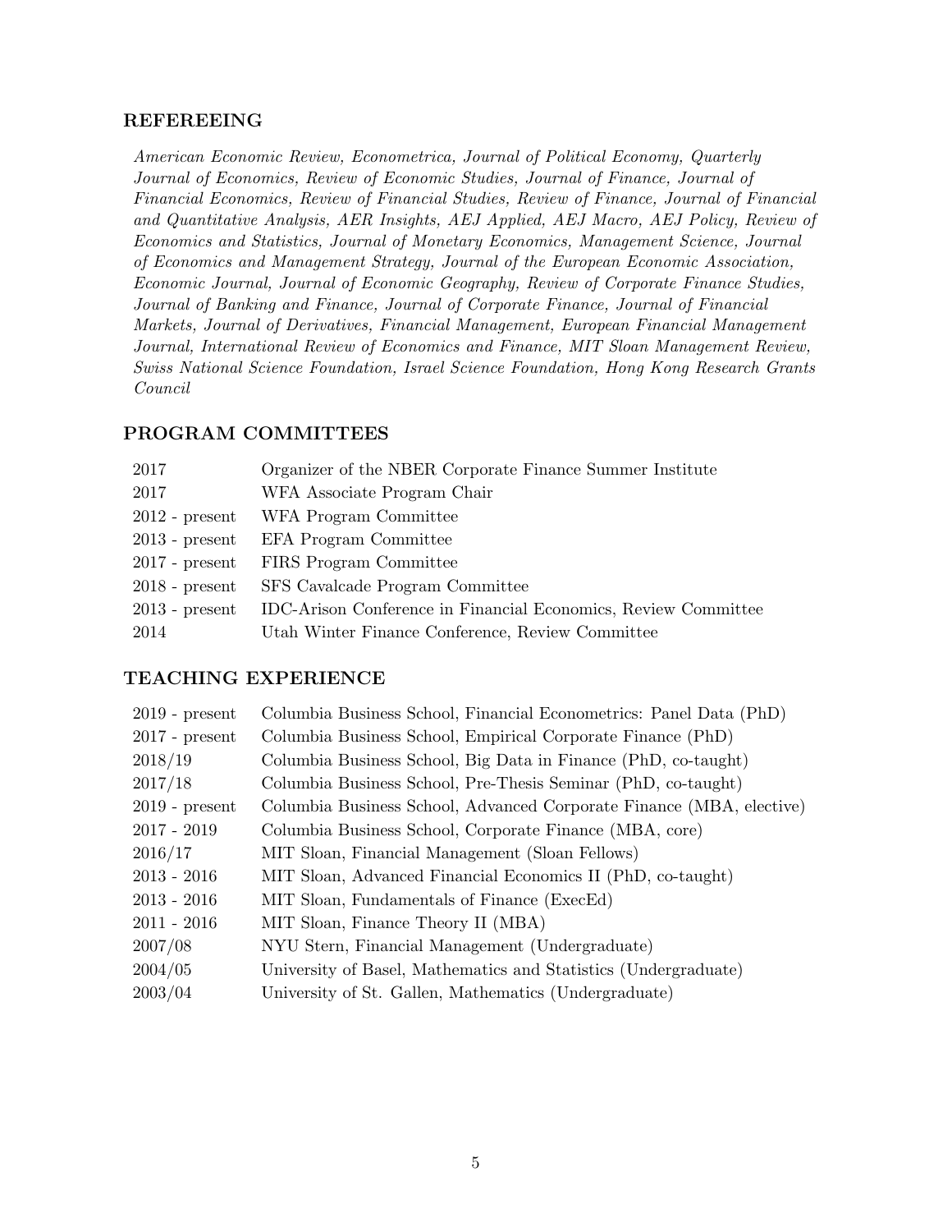## REFEREEING

*American Economic Review, Econometrica, Journal of Political Economy, Quarterly Journal of Economics, Review of Economic Studies, Journal of Finance, Journal of Financial Economics, Review of Financial Studies, Review of Finance, Journal of Financial and Quantitative Analysis, AER Insights, AEJ Applied, AEJ Macro, AEJ Policy, Review of Economics and Statistics, Journal of Monetary Economics, Management Science, Journal of Economics and Management Strategy, Journal of the European Economic Association, Economic Journal, Journal of Economic Geography, Review of Corporate Finance Studies, Journal of Banking and Finance, Journal of Corporate Finance, Journal of Financial Markets, Journal of Derivatives, Financial Management, European Financial Management Journal, International Review of Economics and Finance, MIT Sloan Management Review, Swiss National Science Foundation, Israel Science Foundation, Hong Kong Research Grants Council*

## PROGRAM COMMITTEES

| | |
|---|---|
| 2017 | Organizer of the NBER Corporate Finance Summer Institute |
| 2017 | WFA Associate Program Chair |
| 2012 - present | WFA Program Committee |
| 2013 - present | EFA Program Committee |
| 2017 - present | FIRS Program Committee |
| 2018 - present | SFS Cavalcade Program Committee |
| 2013 - present | IDC-Arison Conference in Financial Economics, Review Committee |
| 2014 | Utah Winter Finance Conference, Review Committee |

## TEACHING EXPERIENCE

| | |
|---|---|
| 2019 - present | Columbia Business School, Financial Econometrics: Panel Data (PhD) |
| 2017 - present | Columbia Business School, Empirical Corporate Finance (PhD) |
| 2018/19 | Columbia Business School, Big Data in Finance (PhD, co-taught) |
| 2017/18 | Columbia Business School, Pre-Thesis Seminar (PhD, co-taught) |
| 2019 - present | Columbia Business School, Advanced Corporate Finance (MBA, elective) |
| 2017 - 2019 | Columbia Business School, Corporate Finance (MBA, core) |
| 2016/17 | MIT Sloan, Financial Management (Sloan Fellows) |
| 2013 - 2016 | MIT Sloan, Advanced Financial Economics II (PhD, co-taught) |
| 2013 - 2016 | MIT Sloan, Fundamentals of Finance (ExecEd) |
| 2011 - 2016 | MIT Sloan, Finance Theory II (MBA) |
| 2007/08 | NYU Stern, Financial Management (Undergraduate) |
| 2004/05 | University of Basel, Mathematics and Statistics (Undergraduate) |
| 2003/04 | University of St. Gallen, Mathematics (Undergraduate) |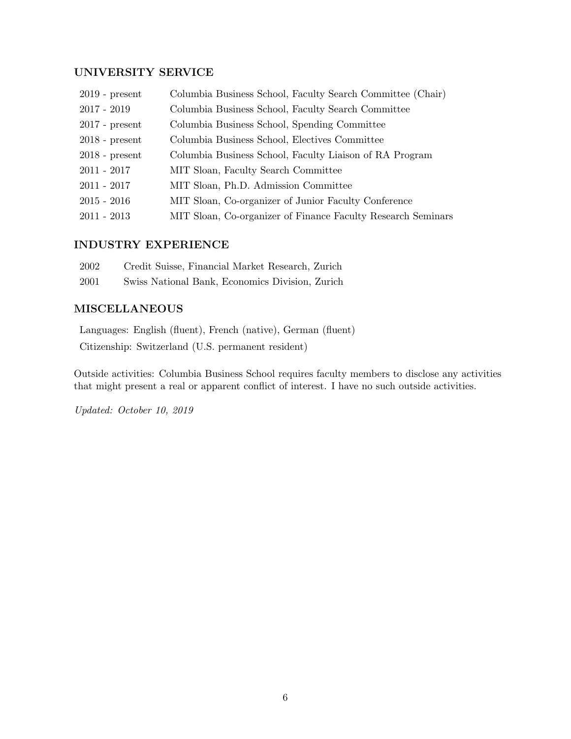## UNIVERSITY SERVICE

| | |
|---|---|
| 2019 - present | Columbia Business School, Faculty Search Committee (Chair) |
| 2017 - 2019 | Columbia Business School, Faculty Search Committee |
| 2017 - present | Columbia Business School, Spending Committee |
| 2018 - present | Columbia Business School, Electives Committee |
| 2018 - present | Columbia Business School, Faculty Liaison of RA Program |
| 2011 - 2017 | MIT Sloan, Faculty Search Committee |
| 2011 - 2017 | MIT Sloan, Ph.D. Admission Committee |
| 2015 - 2016 | MIT Sloan, Co-organizer of Junior Faculty Conference |
| 2011 - 2013 | MIT Sloan, Co-organizer of Finance Faculty Research Seminars |

## INDUSTRY EXPERIENCE

| | |
|---|---|
| 2002 | Credit Suisse, Financial Market Research, Zurich |
| 2001 | Swiss National Bank, Economics Division, Zurich |

## MISCELLANEOUS

Languages: English (fluent), French (native), German (fluent)

Citizenship: Switzerland (U.S. permanent resident)

Outside activities: Columbia Business School requires faculty members to disclose any activities that might present a real or apparent conflict of interest. I have no such outside activities.

*Updated: October 10, 2019*